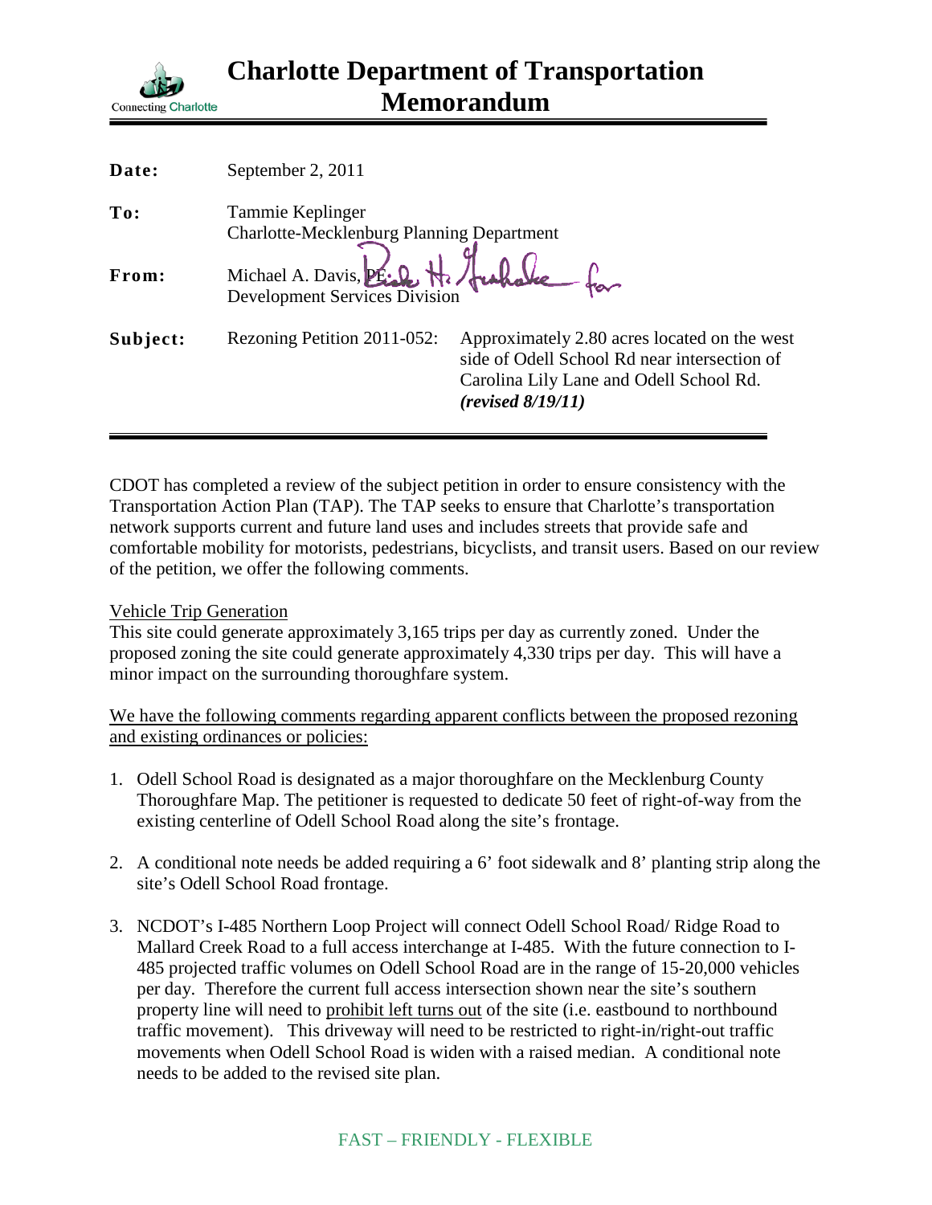# Charlotte Department of Transportation Memorandum

Connecting Charlotte

| | | |
|---|---|---|
| **Date:** | September 2, 2011 | |
| **To:** | Tammie Keplinger<br>Charlotte-Mecklenburg Planning Department | |
| **From:** | Michael A. Davis, PE<br>Development Services Division | |
| **Subject:** | Rezoning Petition 2011-052: | Approximately 2.80 acres located on the west side of Odell School Rd near intersection of Carolina Lily Lane and Odell School Rd. ***(revised 8/19/11)*** |

CDOT has completed a review of the subject petition in order to ensure consistency with the Transportation Action Plan (TAP). The TAP seeks to ensure that Charlotte's transportation network supports current and future land uses and includes streets that provide safe and comfortable mobility for motorists, pedestrians, bicyclists, and transit users. Based on our review of the petition, we offer the following comments.

Vehicle Trip Generation

This site could generate approximately 3,165 trips per day as currently zoned. Under the proposed zoning the site could generate approximately 4,330 trips per day. This will have a minor impact on the surrounding thoroughfare system.

We have the following comments regarding apparent conflicts between the proposed rezoning and existing ordinances or policies:

1. Odell School Road is designated as a major thoroughfare on the Mecklenburg County Thoroughfare Map. The petitioner is requested to dedicate 50 feet of right-of-way from the existing centerline of Odell School Road along the site's frontage.

2. A conditional note needs be added requiring a 6' foot sidewalk and 8' planting strip along the site's Odell School Road frontage.

3. NCDOT's I-485 Northern Loop Project will connect Odell School Road/ Ridge Road to Mallard Creek Road to a full access interchange at I-485. With the future connection to I-485 projected traffic volumes on Odell School Road are in the range of 15-20,000 vehicles per day. Therefore the current full access intersection shown near the site's southern property line will need to prohibit left turns out of the site (i.e. eastbound to northbound traffic movement). This driveway will need to be restricted to right-in/right-out traffic movements when Odell School Road is widen with a raised median. A conditional note needs to be added to the revised site plan.

FAST – FRIENDLY - FLEXIBLE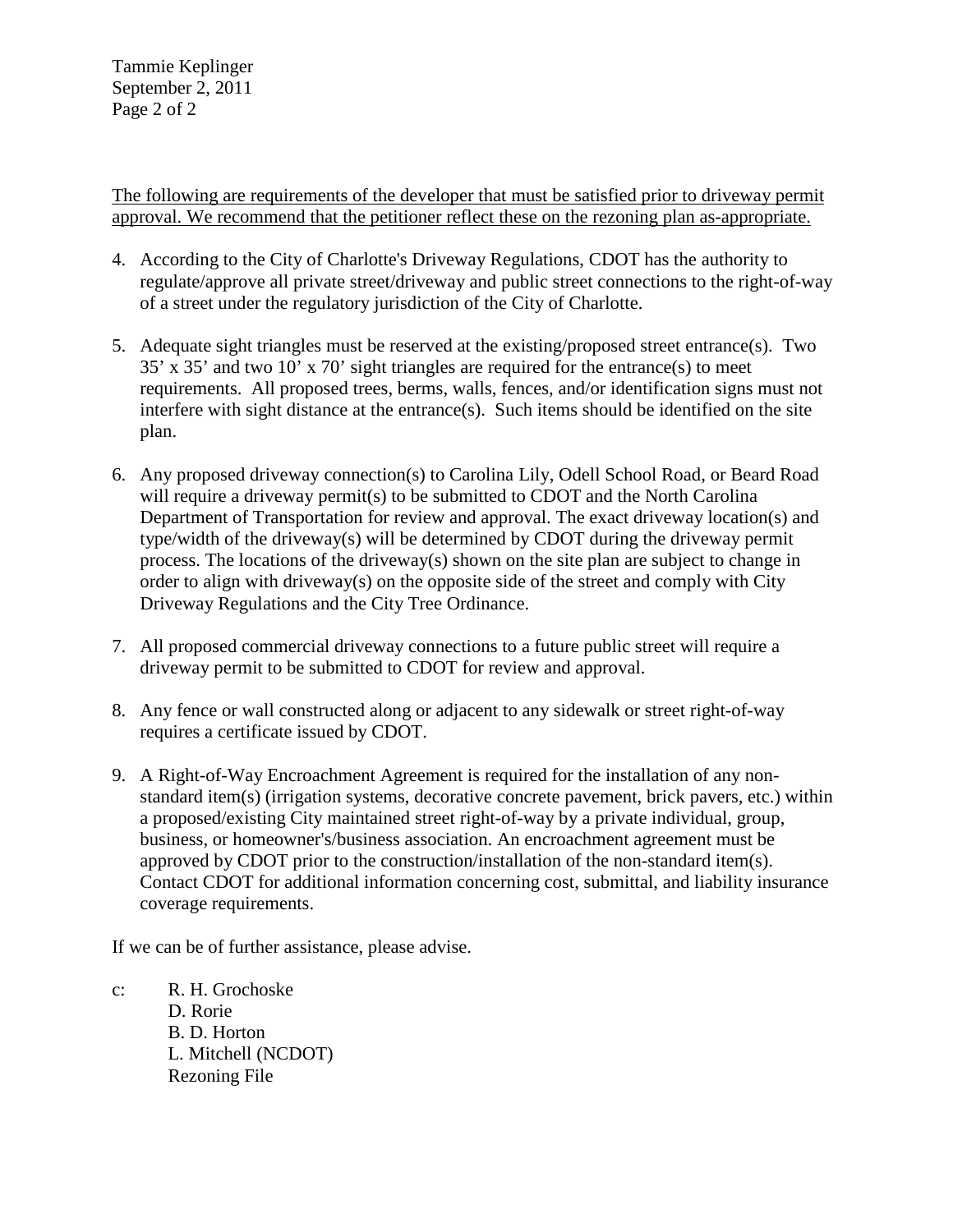<u>The following are requirements of the developer that must be satisfied prior to driveway permit approval. We recommend that the petitioner reflect these on the rezoning plan as-appropriate.</u>

4. According to the City of Charlotte's Driveway Regulations, CDOT has the authority to regulate/approve all private street/driveway and public street connections to the right-of-way of a street under the regulatory jurisdiction of the City of Charlotte.

5. Adequate sight triangles must be reserved at the existing/proposed street entrance(s). Two 35' x 35' and two 10' x 70' sight triangles are required for the entrance(s) to meet requirements. All proposed trees, berms, walls, fences, and/or identification signs must not interfere with sight distance at the entrance(s). Such items should be identified on the site plan.

6. Any proposed driveway connection(s) to Carolina Lily, Odell School Road, or Beard Road will require a driveway permit(s) to be submitted to CDOT and the North Carolina Department of Transportation for review and approval. The exact driveway location(s) and type/width of the driveway(s) will be determined by CDOT during the driveway permit process. The locations of the driveway(s) shown on the site plan are subject to change in order to align with driveway(s) on the opposite side of the street and comply with City Driveway Regulations and the City Tree Ordinance.

7. All proposed commercial driveway connections to a future public street will require a driveway permit to be submitted to CDOT for review and approval.

8. Any fence or wall constructed along or adjacent to any sidewalk or street right-of-way requires a certificate issued by CDOT.

9. A Right-of-Way Encroachment Agreement is required for the installation of any non-standard item(s) (irrigation systems, decorative concrete pavement, brick pavers, etc.) within a proposed/existing City maintained street right-of-way by a private individual, group, business, or homeowner's/business association. An encroachment agreement must be approved by CDOT prior to the construction/installation of the non-standard item(s). Contact CDOT for additional information concerning cost, submittal, and liability insurance coverage requirements.

If we can be of further assistance, please advise.

c: R. H. Grochoske
D. Rorie
B. D. Horton
L. Mitchell (NCDOT)
Rezoning File